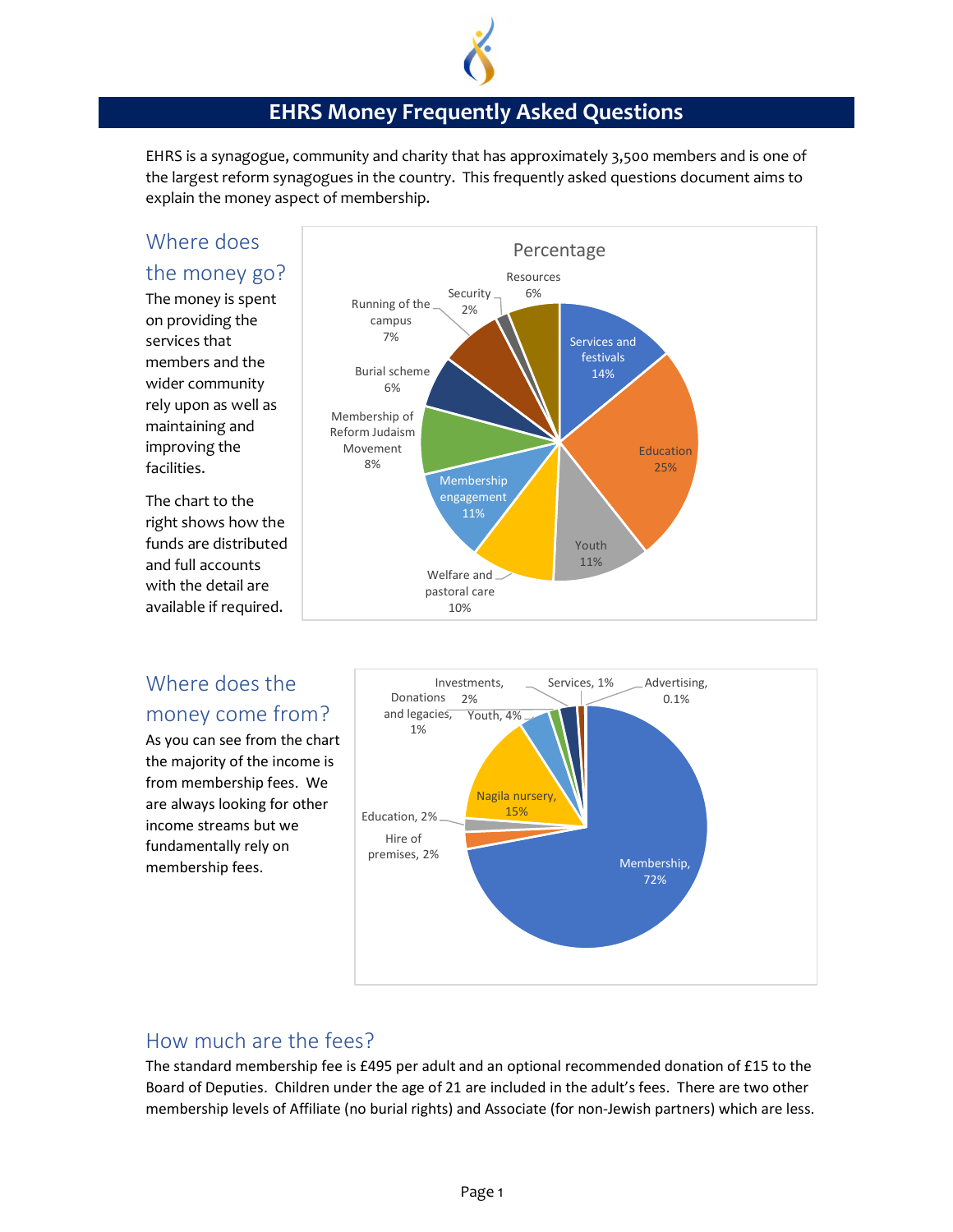# EHRS Money Frequently Asked Questions

EHRS is a synagogue, community and charity that has approximately 3,500 members and is one of the largest reform synagogues in the country. This frequently asked questions document aims to explain the money aspect of membership.

## Where does the money go?

The money is spent on providing the services that members and the wider community rely upon as well as maintaining and improving the facilities.

The chart to the right shows how the funds are distributed and full accounts with the detail are available if required.

**Percentage**

| Category | Percentage |
|---|---|
| Services and festivals | 14% |
| Education | 25% |
| Youth | 11% |
| Welfare and pastoral care | 10% |
| Membership engagement | 11% |
| Membership of Reform Judaism Movement | 8% |
| Burial scheme | 6% |
| Running of the campus | 7% |
| Security | 2% |
| Resources | 6% |

## Where does the money come from?

As you can see from the chart the majority of the income is from membership fees. We are always looking for other income streams but we fundamentally rely on membership fees.

| Source | Percentage |
|---|---|
| Membership | 72% |
| Hire of premises | 2% |
| Education | 2% |
| Nagila nursery | 15% |
| Youth | 4% |
| Donations and legacies | 1% |
| Investments | 2% |
| Services | 1% |
| Advertising | 0.1% |

## How much are the fees?

The standard membership fee is £495 per adult and an optional recommended donation of £15 to the Board of Deputies. Children under the age of 21 are included in the adult's fees. There are two other membership levels of Affiliate (no burial rights) and Associate (for non-Jewish partners) which are less.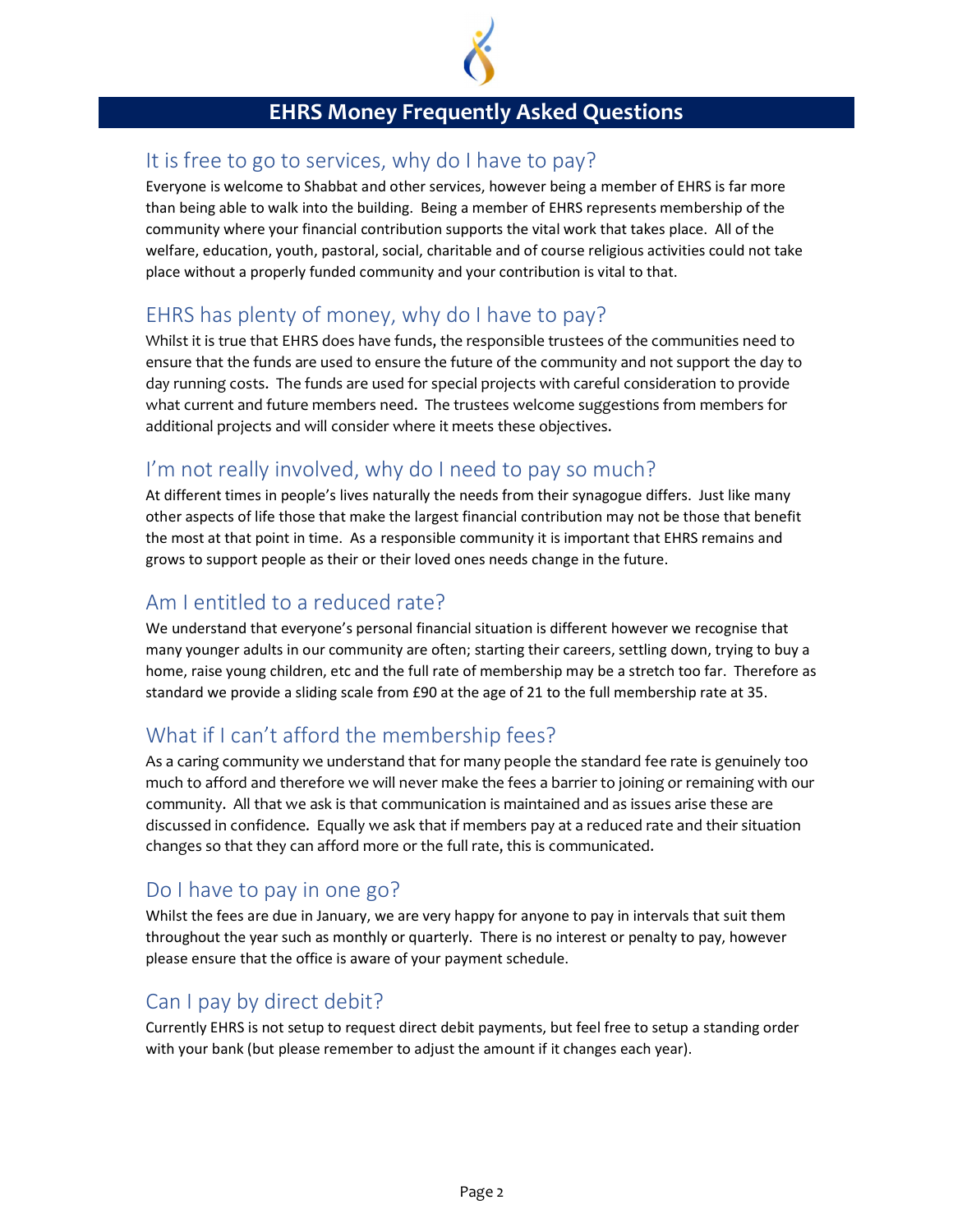# EHRS Money Frequently Asked Questions

## It is free to go to services, why do I have to pay?

Everyone is welcome to Shabbat and other services, however being a member of EHRS is far more than being able to walk into the building. Being a member of EHRS represents membership of the community where your financial contribution supports the vital work that takes place. All of the welfare, education, youth, pastoral, social, charitable and of course religious activities could not take place without a properly funded community and your contribution is vital to that.

## EHRS has plenty of money, why do I have to pay?

Whilst it is true that EHRS does have funds, the responsible trustees of the communities need to ensure that the funds are used to ensure the future of the community and not support the day to day running costs. The funds are used for special projects with careful consideration to provide what current and future members need. The trustees welcome suggestions from members for additional projects and will consider where it meets these objectives.

## I'm not really involved, why do I need to pay so much?

At different times in people's lives naturally the needs from their synagogue differs. Just like many other aspects of life those that make the largest financial contribution may not be those that benefit the most at that point in time. As a responsible community it is important that EHRS remains and grows to support people as their or their loved ones needs change in the future.

## Am I entitled to a reduced rate?

We understand that everyone's personal financial situation is different however we recognise that many younger adults in our community are often; starting their careers, settling down, trying to buy a home, raise young children, etc and the full rate of membership may be a stretch too far. Therefore as standard we provide a sliding scale from £90 at the age of 21 to the full membership rate at 35.

## What if I can't afford the membership fees?

As a caring community we understand that for many people the standard fee rate is genuinely too much to afford and therefore we will never make the fees a barrier to joining or remaining with our community. All that we ask is that communication is maintained and as issues arise these are discussed in confidence. Equally we ask that if members pay at a reduced rate and their situation changes so that they can afford more or the full rate, this is communicated.

## Do I have to pay in one go?

Whilst the fees are due in January, we are very happy for anyone to pay in intervals that suit them throughout the year such as monthly or quarterly. There is no interest or penalty to pay, however please ensure that the office is aware of your payment schedule.

## Can I pay by direct debit?

Currently EHRS is not setup to request direct debit payments, but feel free to setup a standing order with your bank (but please remember to adjust the amount if it changes each year).